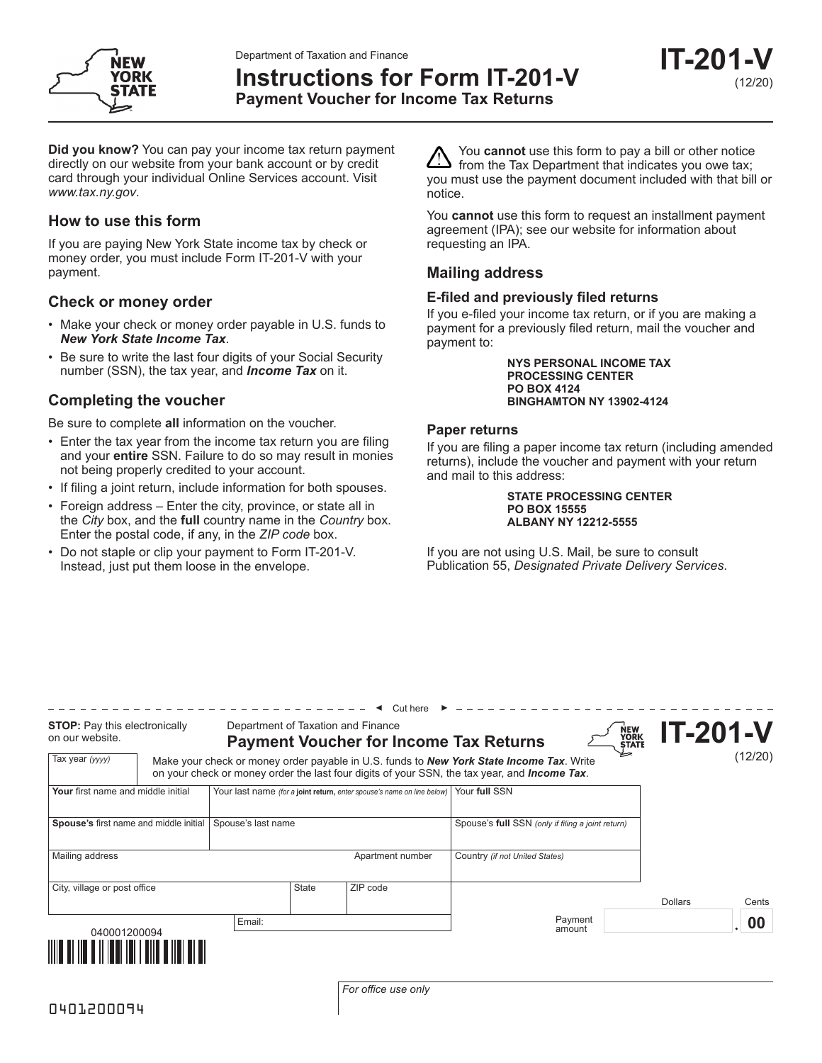Department of Taxation and Finance

# Instructions for Form IT-201-V

## Payment Voucher for Income Tax Returns

**IT-201-V** (12/20)

**Did you know?** You can pay your income tax return payment directly on our website from your bank account or by credit card through your individual Online Services account. Visit *www.tax.ny.gov*.

### How to use this form

If you are paying New York State income tax by check or money order, you must include Form IT-201-V with your payment.

### Check or money order

- Make your check or money order payable in U.S. funds to ***New York State Income Tax***.
- Be sure to write the last four digits of your Social Security number (SSN), the tax year, and ***Income Tax*** on it.

### Completing the voucher

Be sure to complete **all** information on the voucher.

- Enter the tax year from the income tax return you are filing and your **entire** SSN. Failure to do so may result in monies not being properly credited to your account.
- If filing a joint return, include information for both spouses.
- Foreign address – Enter the city, province, or state all in the *City* box, and the **full** country name in the *Country* box. Enter the postal code, if any, in the *ZIP code* box.
- Do not staple or clip your payment to Form IT-201-V. Instead, just put them loose in the envelope.

⚠ You **cannot** use this form to pay a bill or other notice from the Tax Department that indicates you owe tax; you must use the payment document included with that bill or notice.

You **cannot** use this form to request an installment payment agreement (IPA); see our website for information about requesting an IPA.

### Mailing address

#### E-filed and previously filed returns

If you e-filed your income tax return, or if you are making a payment for a previously filed return, mail the voucher and payment to:

**NYS PERSONAL INCOME TAX**
**PROCESSING CENTER**
**PO BOX 4124**
**BINGHAMTON NY 13902-4124**

#### Paper returns

If you are filing a paper income tax return (including amended returns), include the voucher and payment with your return and mail to this address:

**STATE PROCESSING CENTER**
**PO BOX 15555**
**ALBANY NY 12212-5555**

If you are not using U.S. Mail, be sure to consult Publication 55, *Designated Private Delivery Services*.

◄ Cut here ►

**STOP:** Pay this electronically on our website.

Department of Taxation and Finance

**Payment Voucher for Income Tax Returns**

**IT-201-V** (12/20)

Tax year *(yyyy)*

Make your check or money order payable in U.S. funds to ***New York State Income Tax***. Write on your check or money order the last four digits of your SSN, the tax year, and ***Income Tax***.

| **Your** first name and middle initial | Your last name *(for a **joint return**, enter spouse's name on line below)* | | | Your **full** SSN |
|---|---|---|---|---|
| **Spouse's** first name and middle initial | Spouse's last name | | | Spouse's **full** SSN *(only if filing a joint return)* |
| Mailing address | | | Apartment number | Country *(if not United States)* |
| City, village or post office | | State | ZIP code | |
| | Email: | | | |

Payment amount — Dollars ______ . Cents **00**

040001200094

*For office use only*

0401200094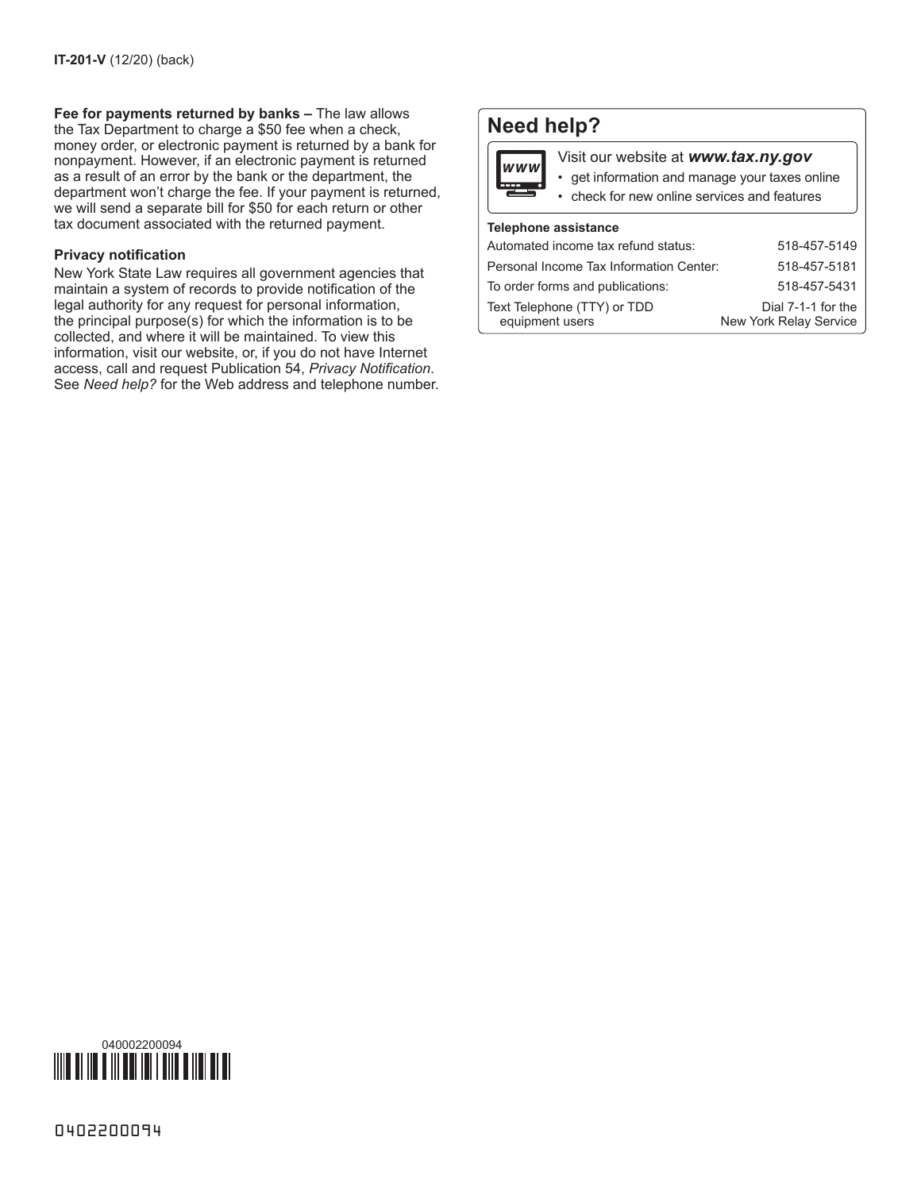**Fee for payments returned by banks –** The law allows the Tax Department to charge a $50 fee when a check, money order, or electronic payment is returned by a bank for nonpayment. However, if an electronic payment is returned as a result of an error by the bank or the department, the department won't charge the fee. If your payment is returned, we will send a separate bill for $50 for each return or other tax document associated with the returned payment.

**Privacy notification**

New York State Law requires all government agencies that maintain a system of records to provide notification of the legal authority for any request for personal information, the principal purpose(s) for which the information is to be collected, and where it will be maintained. To view this information, visit our website, or, if you do not have Internet access, call and request Publication 54, *Privacy Notification*. See *Need help?* for the Web address and telephone number.

## Need help?

Visit our website at ***www.tax.ny.gov***

- get information and manage your taxes online
- check for new online services and features

**Telephone assistance**

| | |
|---|---|
| Automated income tax refund status: | 518-457-5149 |
| Personal Income Tax Information Center: | 518-457-5181 |
| To order forms and publications: | 518-457-5431 |
| Text Telephone (TTY) or TDD equipment users | Dial 7-1-1 for the New York Relay Service |

040002200094

0402200094